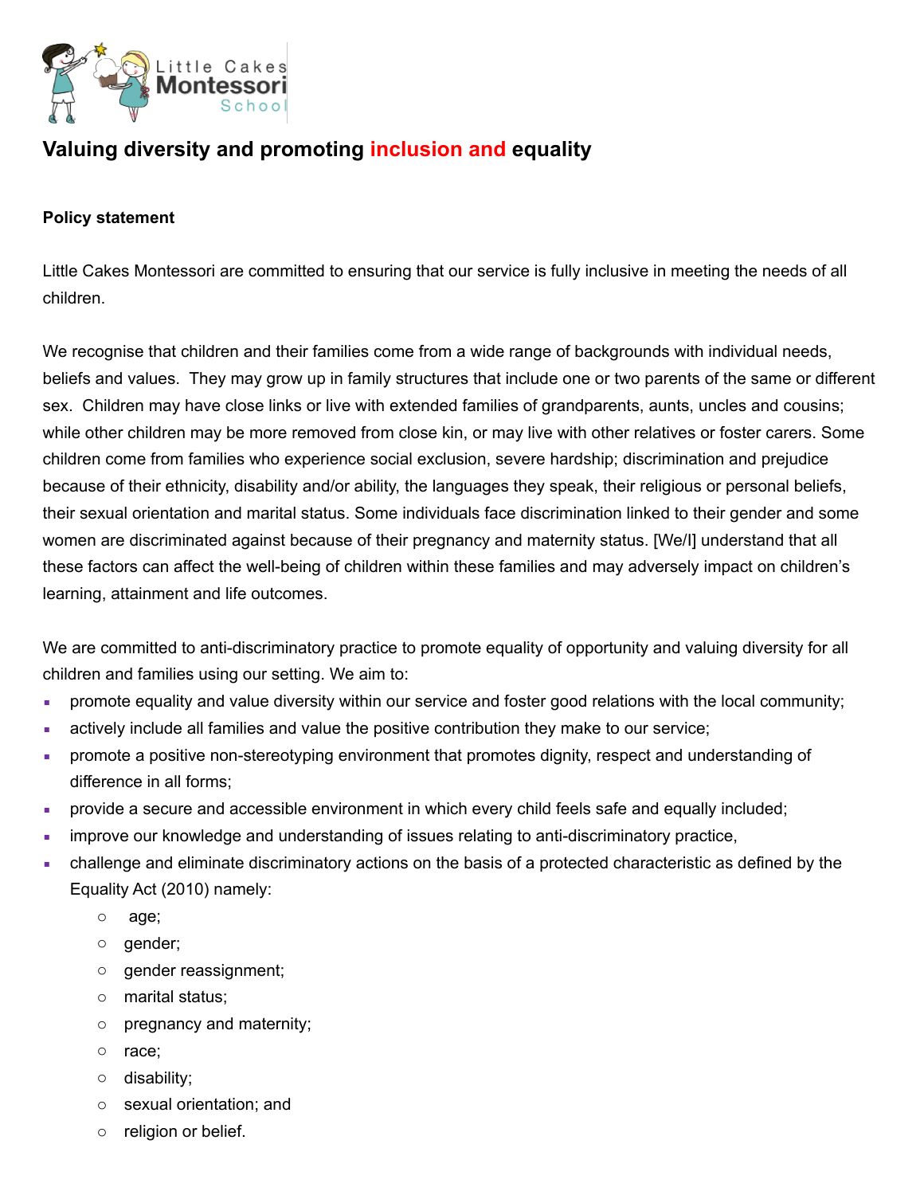# Valuing diversity and promoting inclusion and equality

**Policy statement**

Little Cakes Montessori are committed to ensuring that our service is fully inclusive in meeting the needs of all children.

We recognise that children and their families come from a wide range of backgrounds with individual needs, beliefs and values. They may grow up in family structures that include one or two parents of the same or different sex. Children may have close links or live with extended families of grandparents, aunts, uncles and cousins; while other children may be more removed from close kin, or may live with other relatives or foster carers. Some children come from families who experience social exclusion, severe hardship; discrimination and prejudice because of their ethnicity, disability and/or ability, the languages they speak, their religious or personal beliefs, their sexual orientation and marital status. Some individuals face discrimination linked to their gender and some women are discriminated against because of their pregnancy and maternity status. [We/I] understand that all these factors can affect the well-being of children within these families and may adversely impact on children's learning, attainment and life outcomes.

We are committed to anti-discriminatory practice to promote equality of opportunity and valuing diversity for all children and families using our setting. We aim to:

- promote equality and value diversity within our service and foster good relations with the local community;
- actively include all families and value the positive contribution they make to our service;
- promote a positive non-stereotyping environment that promotes dignity, respect and understanding of difference in all forms;
- provide a secure and accessible environment in which every child feels safe and equally included;
- improve our knowledge and understanding of issues relating to anti-discriminatory practice,
- challenge and eliminate discriminatory actions on the basis of a protected characteristic as defined by the Equality Act (2010) namely:
  - age;
  - gender;
  - gender reassignment;
  - marital status;
  - pregnancy and maternity;
  - race;
  - disability;
  - sexual orientation; and
  - religion or belief.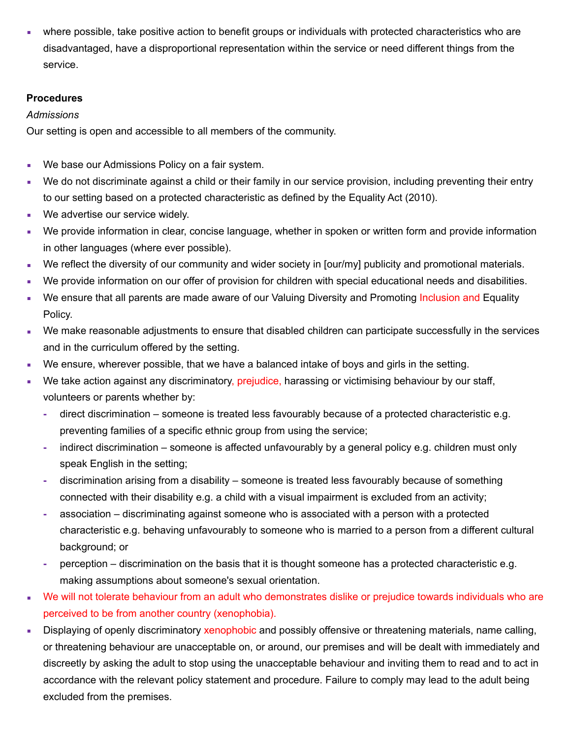- where possible, take positive action to benefit groups or individuals with protected characteristics who are disadvantaged, have a disproportional representation within the service or need different things from the service.

**Procedures**

*Admissions*

Our setting is open and accessible to all members of the community.

- We base our Admissions Policy on a fair system.
- We do not discriminate against a child or their family in our service provision, including preventing their entry to our setting based on a protected characteristic as defined by the Equality Act (2010).
- We advertise our service widely.
- We provide information in clear, concise language, whether in spoken or written form and provide information in other languages (where ever possible).
- We reflect the diversity of our community and wider society in [our/my] publicity and promotional materials.
- We provide information on our offer of provision for children with special educational needs and disabilities.
- We ensure that all parents are made aware of our Valuing Diversity and Promoting Inclusion and Equality Policy.
- We make reasonable adjustments to ensure that disabled children can participate successfully in the services and in the curriculum offered by the setting.
- We ensure, wherever possible, that we have a balanced intake of boys and girls in the setting.
- We take action against any discriminatory, prejudice, harassing or victimising behaviour by our staff, volunteers or parents whether by:
  - direct discrimination – someone is treated less favourably because of a protected characteristic e.g. preventing families of a specific ethnic group from using the service;
  - indirect discrimination – someone is affected unfavourably by a general policy e.g. children must only speak English in the setting;
  - discrimination arising from a disability – someone is treated less favourably because of something connected with their disability e.g. a child with a visual impairment is excluded from an activity;
  - association – discriminating against someone who is associated with a person with a protected characteristic e.g. behaving unfavourably to someone who is married to a person from a different cultural background; or
  - perception – discrimination on the basis that it is thought someone has a protected characteristic e.g. making assumptions about someone's sexual orientation.
- We will not tolerate behaviour from an adult who demonstrates dislike or prejudice towards individuals who are perceived to be from another country (xenophobia).
- Displaying of openly discriminatory xenophobic and possibly offensive or threatening materials, name calling, or threatening behaviour are unacceptable on, or around, our premises and will be dealt with immediately and discreetly by asking the adult to stop using the unacceptable behaviour and inviting them to read and to act in accordance with the relevant policy statement and procedure. Failure to comply may lead to the adult being excluded from the premises.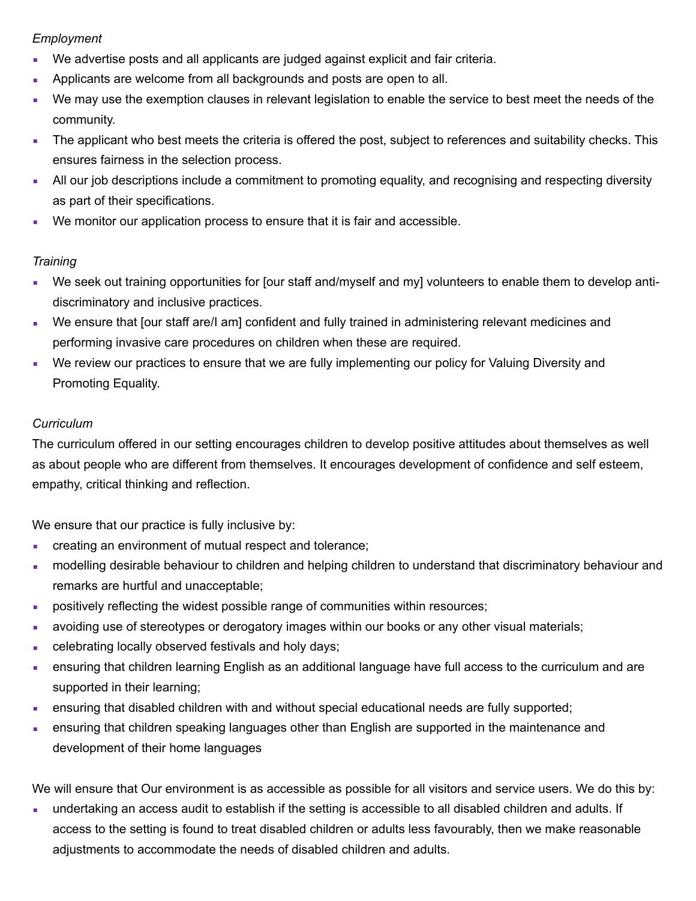*Employment*

- We advertise posts and all applicants are judged against explicit and fair criteria.
- Applicants are welcome from all backgrounds and posts are open to all.
- We may use the exemption clauses in relevant legislation to enable the service to best meet the needs of the community.
- The applicant who best meets the criteria is offered the post, subject to references and suitability checks. This ensures fairness in the selection process.
- All our job descriptions include a commitment to promoting equality, and recognising and respecting diversity as part of their specifications.
- We monitor our application process to ensure that it is fair and accessible.

*Training*

- We seek out training opportunities for [our staff and/myself and my] volunteers to enable them to develop anti-discriminatory and inclusive practices.
- We ensure that [our staff are/I am] confident and fully trained in administering relevant medicines and performing invasive care procedures on children when these are required.
- We review our practices to ensure that we are fully implementing our policy for Valuing Diversity and Promoting Equality.

*Curriculum*

The curriculum offered in our setting encourages children to develop positive attitudes about themselves as well as about people who are different from themselves. It encourages development of confidence and self esteem, empathy, critical thinking and reflection.

We ensure that our practice is fully inclusive by:

- creating an environment of mutual respect and tolerance;
- modelling desirable behaviour to children and helping children to understand that discriminatory behaviour and remarks are hurtful and unacceptable;
- positively reflecting the widest possible range of communities within resources;
- avoiding use of stereotypes or derogatory images within our books or any other visual materials;
- celebrating locally observed festivals and holy days;
- ensuring that children learning English as an additional language have full access to the curriculum and are supported in their learning;
- ensuring that disabled children with and without special educational needs are fully supported;
- ensuring that children speaking languages other than English are supported in the maintenance and development of their home languages

We will ensure that Our environment is as accessible as possible for all visitors and service users. We do this by:

- undertaking an access audit to establish if the setting is accessible to all disabled children and adults. If access to the setting is found to treat disabled children or adults less favourably, then we make reasonable adjustments to accommodate the needs of disabled children and adults.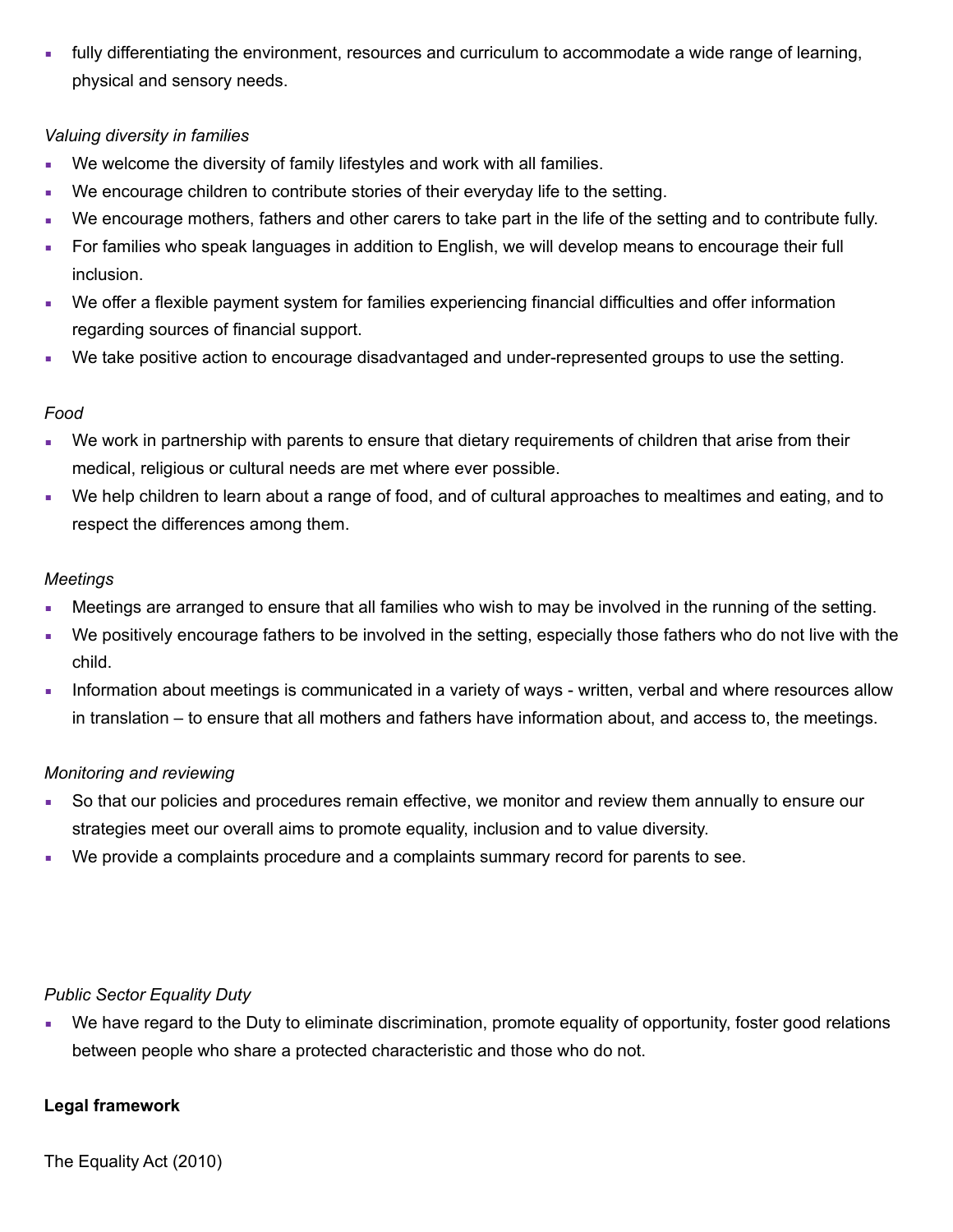- fully differentiating the environment, resources and curriculum to accommodate a wide range of learning, physical and sensory needs.

*Valuing diversity in families*

- We welcome the diversity of family lifestyles and work with all families.
- We encourage children to contribute stories of their everyday life to the setting.
- We encourage mothers, fathers and other carers to take part in the life of the setting and to contribute fully.
- For families who speak languages in addition to English, we will develop means to encourage their full inclusion.
- We offer a flexible payment system for families experiencing financial difficulties and offer information regarding sources of financial support.
- We take positive action to encourage disadvantaged and under-represented groups to use the setting.

*Food*

- We work in partnership with parents to ensure that dietary requirements of children that arise from their medical, religious or cultural needs are met where ever possible.
- We help children to learn about a range of food, and of cultural approaches to mealtimes and eating, and to respect the differences among them.

*Meetings*

- Meetings are arranged to ensure that all families who wish to may be involved in the running of the setting.
- We positively encourage fathers to be involved in the setting, especially those fathers who do not live with the child.
- Information about meetings is communicated in a variety of ways - written, verbal and where resources allow in translation – to ensure that all mothers and fathers have information about, and access to, the meetings.

*Monitoring and reviewing*

- So that our policies and procedures remain effective, we monitor and review them annually to ensure our strategies meet our overall aims to promote equality, inclusion and to value diversity.
- We provide a complaints procedure and a complaints summary record for parents to see.

*Public Sector Equality Duty*

- We have regard to the Duty to eliminate discrimination, promote equality of opportunity, foster good relations between people who share a protected characteristic and those who do not.

**Legal framework**

The Equality Act (2010)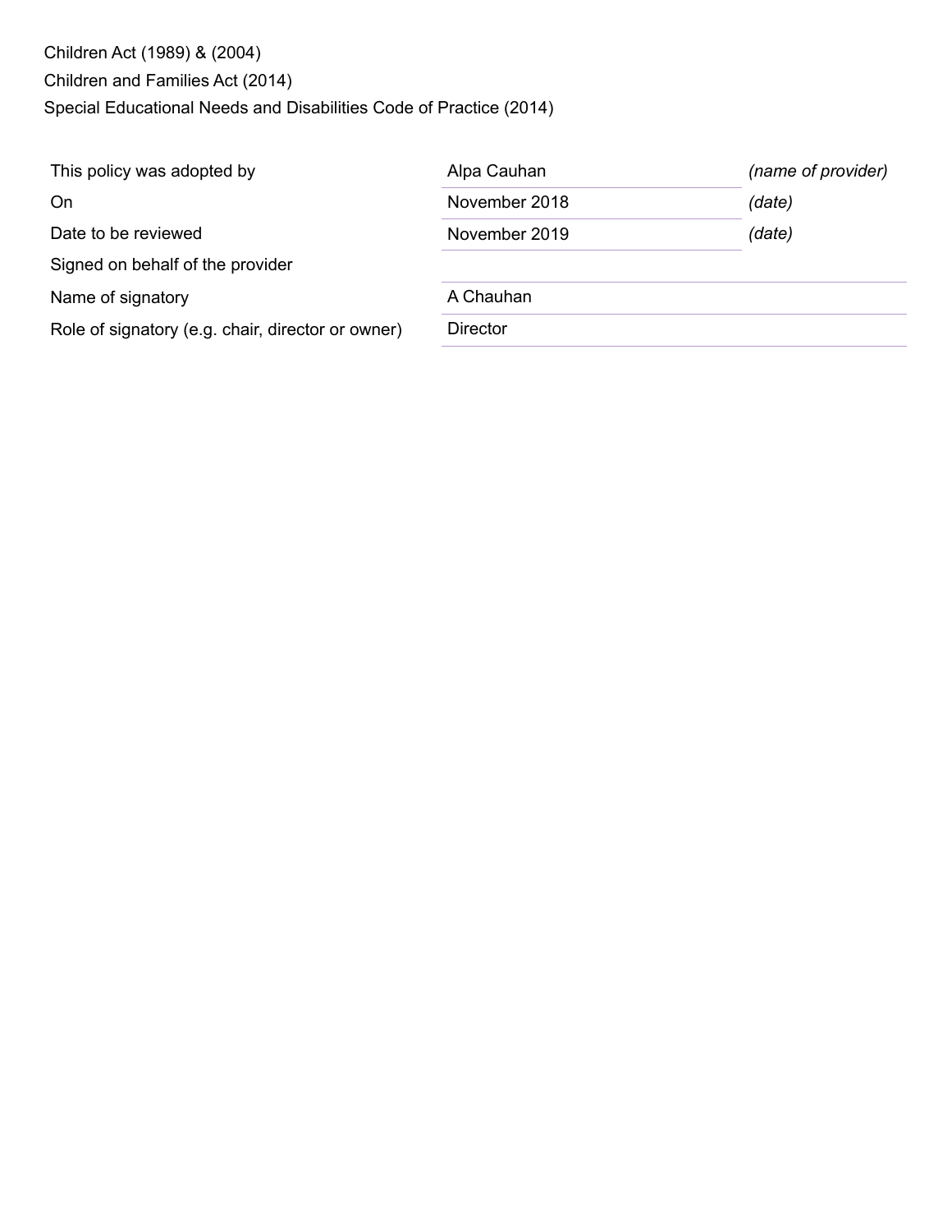Children Act (1989) & (2004)

Children and Families Act (2014)

Special Educational Needs and Disabilities Code of Practice (2014)

| | | |
|---|---|---|
| This policy was adopted by | Alpa Cauhan | *(name of provider)* |
| On | November 2018 | *(date)* |
| Date to be reviewed | November 2019 | *(date)* |
| Signed on behalf of the provider | | |
| Name of signatory | A Chauhan | |
| Role of signatory (e.g. chair, director or owner) | Director | |